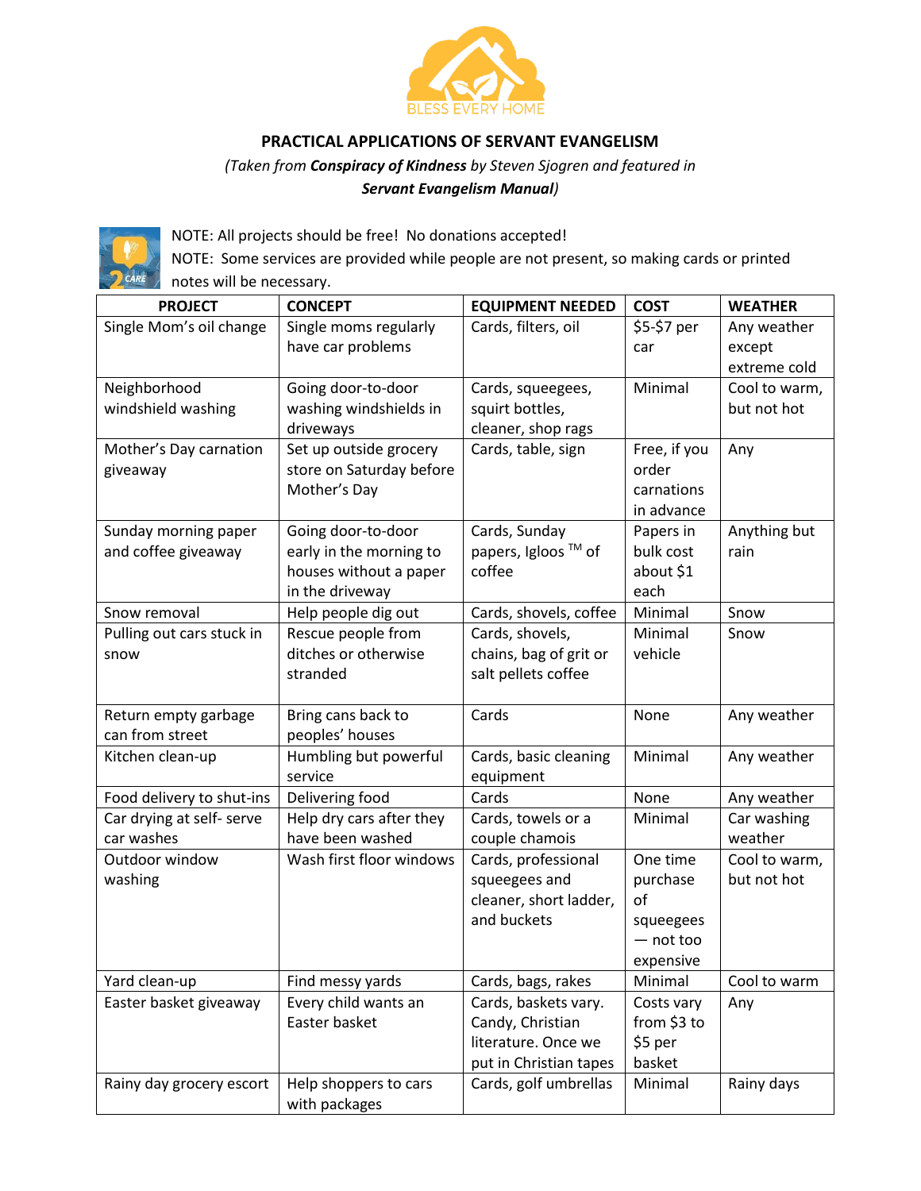BLESS EVERY HOME

**PRACTICAL APPLICATIONS OF SERVANT EVANGELISM**

*(Taken from **Conspiracy of Kindness** by Steven Sjogren and featured in **Servant Evangelism Manual**)*

NOTE: All projects should be free! No donations accepted!

NOTE: Some services are provided while people are not present, so making cards or printed notes will be necessary.

| PROJECT | CONCEPT | EQUIPMENT NEEDED | COST | WEATHER |
|---|---|---|---|---|
| Single Mom's oil change | Single moms regularly have car problems | Cards, filters, oil | $5-$7 per car | Any weather except extreme cold |
| Neighborhood windshield washing | Going door-to-door washing windshields in driveways | Cards, squeegees, squirt bottles, cleaner, shop rags | Minimal | Cool to warm, but not hot |
| Mother's Day carnation giveaway | Set up outside grocery store on Saturday before Mother's Day | Cards, table, sign | Free, if you order carnations in advance | Any |
| Sunday morning paper and coffee giveaway | Going door-to-door early in the morning to houses without a paper in the driveway | Cards, Sunday papers, Igloos ™ of coffee | Papers in bulk cost about $1 each | Anything but rain |
| Snow removal | Help people dig out | Cards, shovels, coffee | Minimal | Snow |
| Pulling out cars stuck in snow | Rescue people from ditches or otherwise stranded | Cards, shovels, chains, bag of grit or salt pellets coffee | Minimal vehicle | Snow |
| Return empty garbage can from street | Bring cans back to peoples' houses | Cards | None | Any weather |
| Kitchen clean-up | Humbling but powerful service | Cards, basic cleaning equipment | Minimal | Any weather |
| Food delivery to shut-ins | Delivering food | Cards | None | Any weather |
| Car drying at self- serve car washes | Help dry cars after they have been washed | Cards, towels or a couple chamois | Minimal | Car washing weather |
| Outdoor window washing | Wash first floor windows | Cards, professional squeegees and cleaner, short ladder, and buckets | One time purchase of squeegees — not too expensive | Cool to warm, but not hot |
| Yard clean-up | Find messy yards | Cards, bags, rakes | Minimal | Cool to warm |
| Easter basket giveaway | Every child wants an Easter basket | Cards, baskets vary. Candy, Christian literature. Once we put in Christian tapes | Costs vary from $3 to $5 per basket | Any |
| Rainy day grocery escort | Help shoppers to cars with packages | Cards, golf umbrellas | Minimal | Rainy days |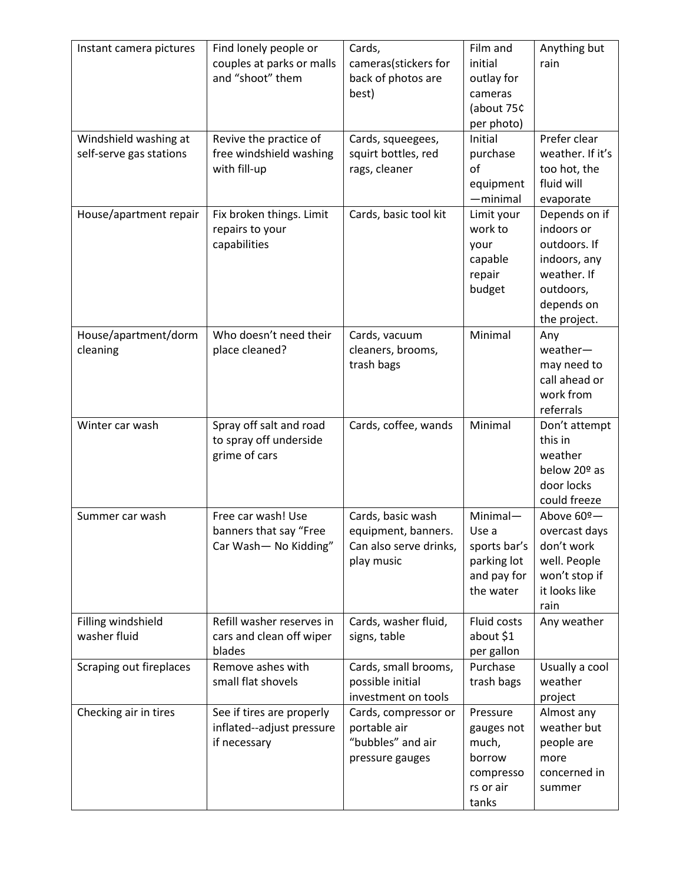| Instant camera pictures | Find lonely people or couples at parks or malls and “shoot” them | Cards, cameras(stickers for back of photos are best) | Film and initial outlay for cameras (about 75¢ per photo) | Anything but rain |
|---|---|---|---|---|
| Windshield washing at self-serve gas stations | Revive the practice of free windshield washing with fill-up | Cards, squeegees, squirt bottles, red rags, cleaner | Initial purchase of equipment—minimal | Prefer clear weather. If it’s too hot, the fluid will evaporate |
| House/apartment repair | Fix broken things. Limit repairs to your capabilities | Cards, basic tool kit | Limit your work to your capable repair budget | Depends on if indoors or outdoors. If indoors, any weather. If outdoors, depends on the project. |
| House/apartment/dorm cleaning | Who doesn’t need their place cleaned? | Cards, vacuum cleaners, brooms, trash bags | Minimal | Any weather—may need to call ahead or work from referrals |
| Winter car wash | Spray off salt and road to spray off underside grime of cars | Cards, coffee, wands | Minimal | Don’t attempt this in weather below 20º as door locks could freeze |
| Summer car wash | Free car wash! Use banners that say “Free Car Wash— No Kidding” | Cards, basic wash equipment, banners. Can also serve drinks, play music | Minimal—Use a sports bar’s parking lot and pay for the water | Above 60º—overcast days don’t work well. People won’t stop if it looks like rain |
| Filling windshield washer fluid | Refill washer reserves in cars and clean off wiper blades | Cards, washer fluid, signs, table | Fluid costs about $1 per gallon | Any weather |
| Scraping out fireplaces | Remove ashes with small flat shovels | Cards, small brooms, possible initial investment on tools | Purchase trash bags | Usually a cool weather project |
| Checking air in tires | See if tires are properly inflated--adjust pressure if necessary | Cards, compressor or portable air “bubbles” and air pressure gauges | Pressure gauges not much, borrow compressors or air tanks | Almost any weather but people are more concerned in summer |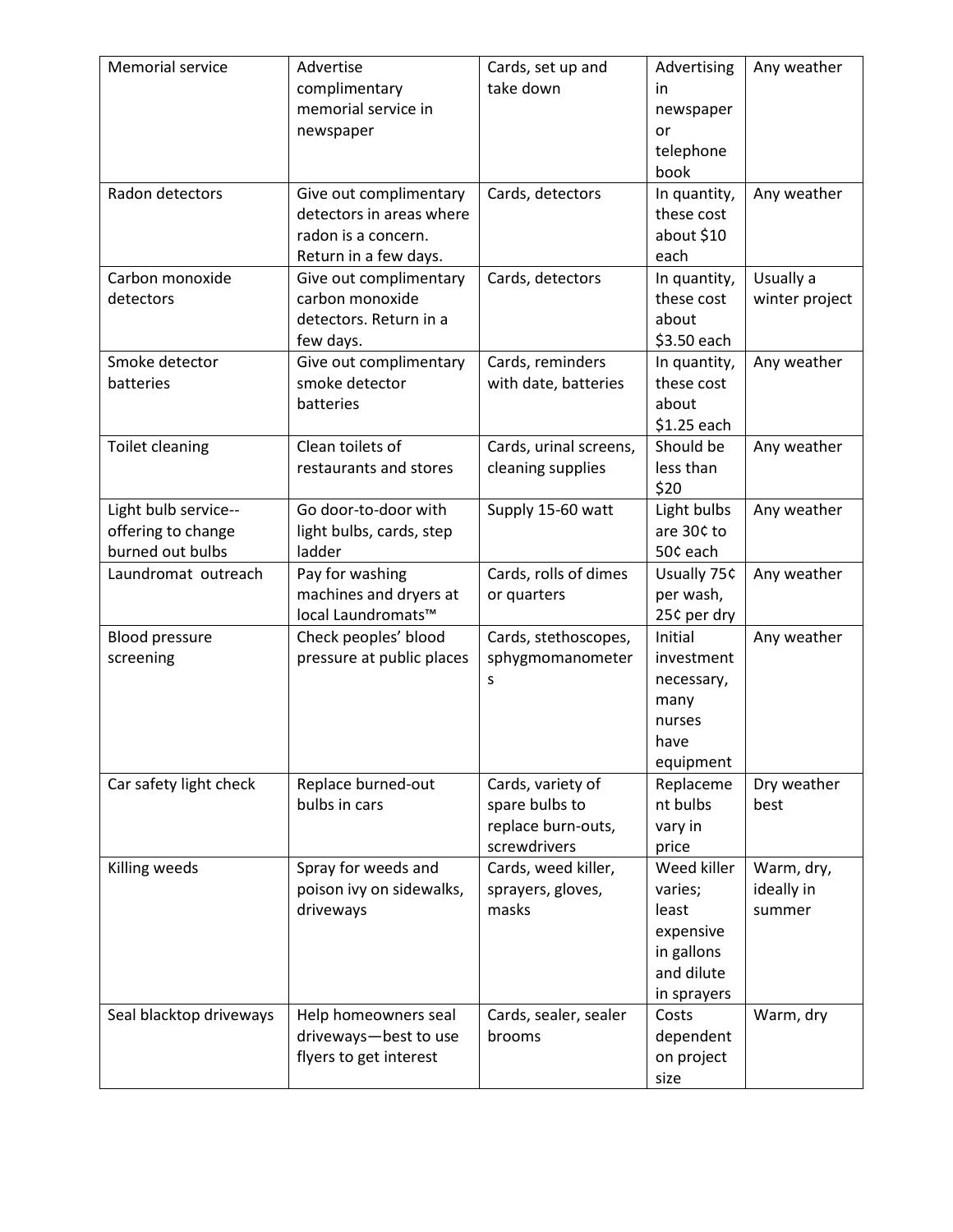| Memorial service | Advertise complimentary memorial service in newspaper | Cards, set up and take down | Advertising in newspaper or telephone book | Any weather |
|---|---|---|---|---|
| Radon detectors | Give out complimentary detectors in areas where radon is a concern. Return in a few days. | Cards, detectors | In quantity, these cost about $10 each | Any weather |
| Carbon monoxide detectors | Give out complimentary carbon monoxide detectors. Return in a few days. | Cards, detectors | In quantity, these cost about $3.50 each | Usually a winter project |
| Smoke detector batteries | Give out complimentary smoke detector batteries | Cards, reminders with date, batteries | In quantity, these cost about $1.25 each | Any weather |
| Toilet cleaning | Clean toilets of restaurants and stores | Cards, urinal screens, cleaning supplies | Should be less than $20 | Any weather |
| Light bulb service--offering to change burned out bulbs | Go door-to-door with light bulbs, cards, step ladder | Supply 15-60 watt | Light bulbs are 30¢ to 50¢ each | Any weather |
| Laundromat outreach | Pay for washing machines and dryers at local Laundromats™ | Cards, rolls of dimes or quarters | Usually 75¢ per wash, 25¢ per dry | Any weather |
| Blood pressure screening | Check peoples' blood pressure at public places | Cards, stethoscopes, sphygmomanometers | Initial investment necessary, many nurses have equipment | Any weather |
| Car safety light check | Replace burned-out bulbs in cars | Cards, variety of spare bulbs to replace burn-outs, screwdrivers | Replacement bulbs vary in price | Dry weather best |
| Killing weeds | Spray for weeds and poison ivy on sidewalks, driveways | Cards, weed killer, sprayers, gloves, masks | Weed killer varies; least expensive in gallons and dilute in sprayers | Warm, dry, ideally in summer |
| Seal blacktop driveways | Help homeowners seal driveways—best to use flyers to get interest | Cards, sealer, sealer brooms | Costs dependent on project size | Warm, dry |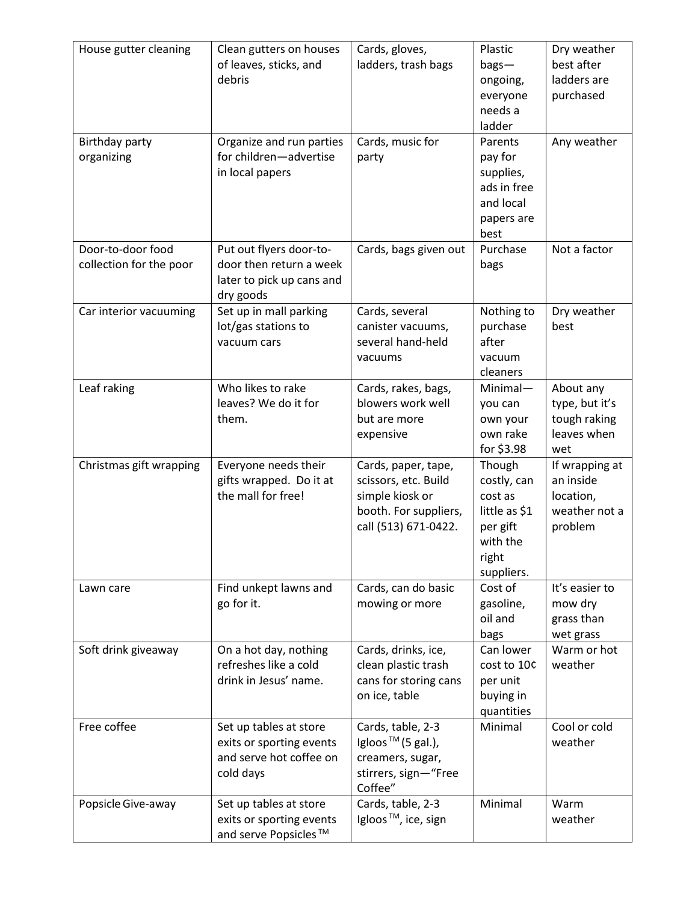| House gutter cleaning | Clean gutters on houses of leaves, sticks, and debris | Cards, gloves, ladders, trash bags | Plastic bags—ongoing, everyone needs a ladder | Dry weather best after ladders are purchased |
|---|---|---|---|---|
| Birthday party organizing | Organize and run parties for children—advertise in local papers | Cards, music for party | Parents pay for supplies, ads in free and local papers are best | Any weather |
| Door-to-door food collection for the poor | Put out flyers door-to-door then return a week later to pick up cans and dry goods | Cards, bags given out | Purchase bags | Not a factor |
| Car interior vacuuming | Set up in mall parking lot/gas stations to vacuum cars | Cards, several canister vacuums, several hand-held vacuums | Nothing to purchase after vacuum cleaners | Dry weather best |
| Leaf raking | Who likes to rake leaves? We do it for them. | Cards, rakes, bags, blowers work well but are more expensive | Minimal—you can own your own rake for $3.98 | About any type, but it's tough raking leaves when wet |
| Christmas gift wrapping | Everyone needs their gifts wrapped. Do it at the mall for free! | Cards, paper, tape, scissors, etc. Build simple kiosk or booth. For suppliers, call (513) 671-0422. | Though costly, can cost as little as $1 per gift with the right suppliers. | If wrapping at an inside location, weather not a problem |
| Lawn care | Find unkept lawns and go for it. | Cards, can do basic mowing or more | Cost of gasoline, oil and bags | It's easier to mow dry grass than wet grass |
| Soft drink giveaway | On a hot day, nothing refreshes like a cold drink in Jesus' name. | Cards, drinks, ice, clean plastic trash cans for storing cans on ice, table | Can lower cost to 10¢ per unit buying in quantities | Warm or hot weather |
| Free coffee | Set up tables at store exits or sporting events and serve hot coffee on cold days | Cards, table, 2-3 Igloos™ (5 gal.), creamers, sugar, stirrers, sign—"Free Coffee" | Minimal | Cool or cold weather |
| Popsicle Give-away | Set up tables at store exits or sporting events and serve Popsicles™ | Cards, table, 2-3 Igloos™, ice, sign | Minimal | Warm weather |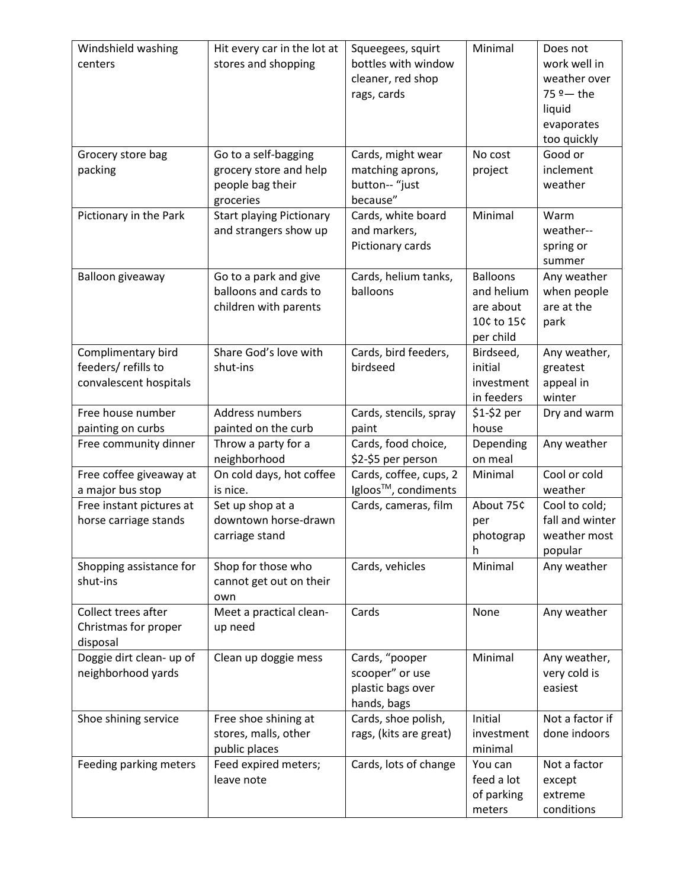| | | | | |
|---|---|---|---|---|
| Windshield washing centers | Hit every car in the lot at stores and shopping | Squeegees, squirt bottles with window cleaner, red shop rags, cards | Minimal | Does not work well in weather over 75 º— the liquid evaporates too quickly |
| Grocery store bag packing | Go to a self-bagging grocery store and help people bag their groceries | Cards, might wear matching aprons, button-- "just because" | No cost project | Good or inclement weather |
| Pictionary in the Park | Start playing Pictionary and strangers show up | Cards, white board and markers, Pictionary cards | Minimal | Warm weather-- spring or summer |
| Balloon giveaway | Go to a park and give balloons and cards to children with parents | Cards, helium tanks, balloons | Balloons and helium are about 10¢ to 15¢ per child | Any weather when people are at the park |
| Complimentary bird feeders/ refills to convalescent hospitals | Share God's love with shut-ins | Cards, bird feeders, birdseed | Birdseed, initial investment in feeders | Any weather, greatest appeal in winter |
| Free house number painting on curbs | Address numbers painted on the curb | Cards, stencils, spray paint | $1-$2 per house | Dry and warm |
| Free community dinner | Throw a party for a neighborhood | Cards, food choice, $2-$5 per person | Depending on meal | Any weather |
| Free coffee giveaway at a major bus stop | On cold days, hot coffee is nice. | Cards, coffee, cups, 2 Igloos™, condiments | Minimal | Cool or cold weather |
| Free instant pictures at horse carriage stands | Set up shop at a downtown horse-drawn carriage stand | Cards, cameras, film | About 75¢ per photograph | Cool to cold; fall and winter weather most popular |
| Shopping assistance for shut-ins | Shop for those who cannot get out on their own | Cards, vehicles | Minimal | Any weather |
| Collect trees after Christmas for proper disposal | Meet a practical clean-up need | Cards | None | Any weather |
| Doggie dirt clean- up of neighborhood yards | Clean up doggie mess | Cards, "pooper scooper" or use plastic bags over hands, bags | Minimal | Any weather, very cold is easiest |
| Shoe shining service | Free shoe shining at stores, malls, other public places | Cards, shoe polish, rags, (kits are great) | Initial investment minimal | Not a factor if done indoors |
| Feeding parking meters | Feed expired meters; leave note | Cards, lots of change | You can feed a lot of parking meters | Not a factor except extreme conditions |